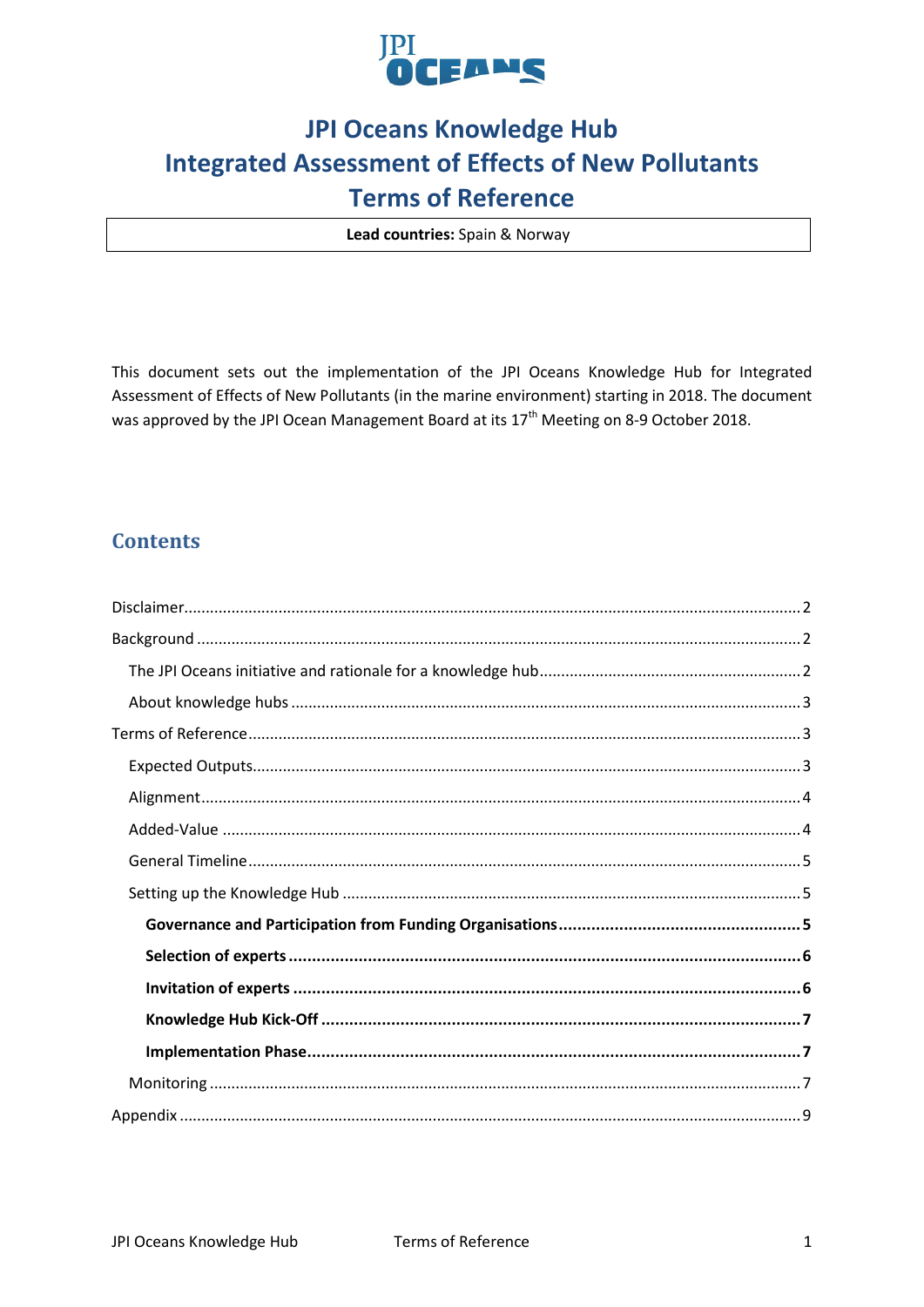JPI OCEANS

# JPI Oceans Knowledge Hub
# Integrated Assessment of Effects of New Pollutants
# Terms of Reference

**Lead countries:** Spain & Norway

This document sets out the implementation of the JPI Oceans Knowledge Hub for Integrated Assessment of Effects of New Pollutants (in the marine environment) starting in 2018. The document was approved by the JPI Ocean Management Board at its 17th Meeting on 8-9 October 2018.

## Contents

Disclaimer ..... 2
Background ..... 2
- The JPI Oceans initiative and rationale for a knowledge hub ..... 2
- About knowledge hubs ..... 3

Terms of Reference ..... 3
- Expected Outputs ..... 3
- Alignment ..... 4
- Added-Value ..... 4
- General Timeline ..... 5
- Setting up the Knowledge Hub ..... 5
  - **Governance and Participation from Funding Organisations ..... 5**
  - **Selection of experts ..... 6**
  - **Invitation of experts ..... 6**
  - **Knowledge Hub Kick-Off ..... 7**
  - **Implementation Phase ..... 7**
- Monitoring ..... 7

Appendix ..... 9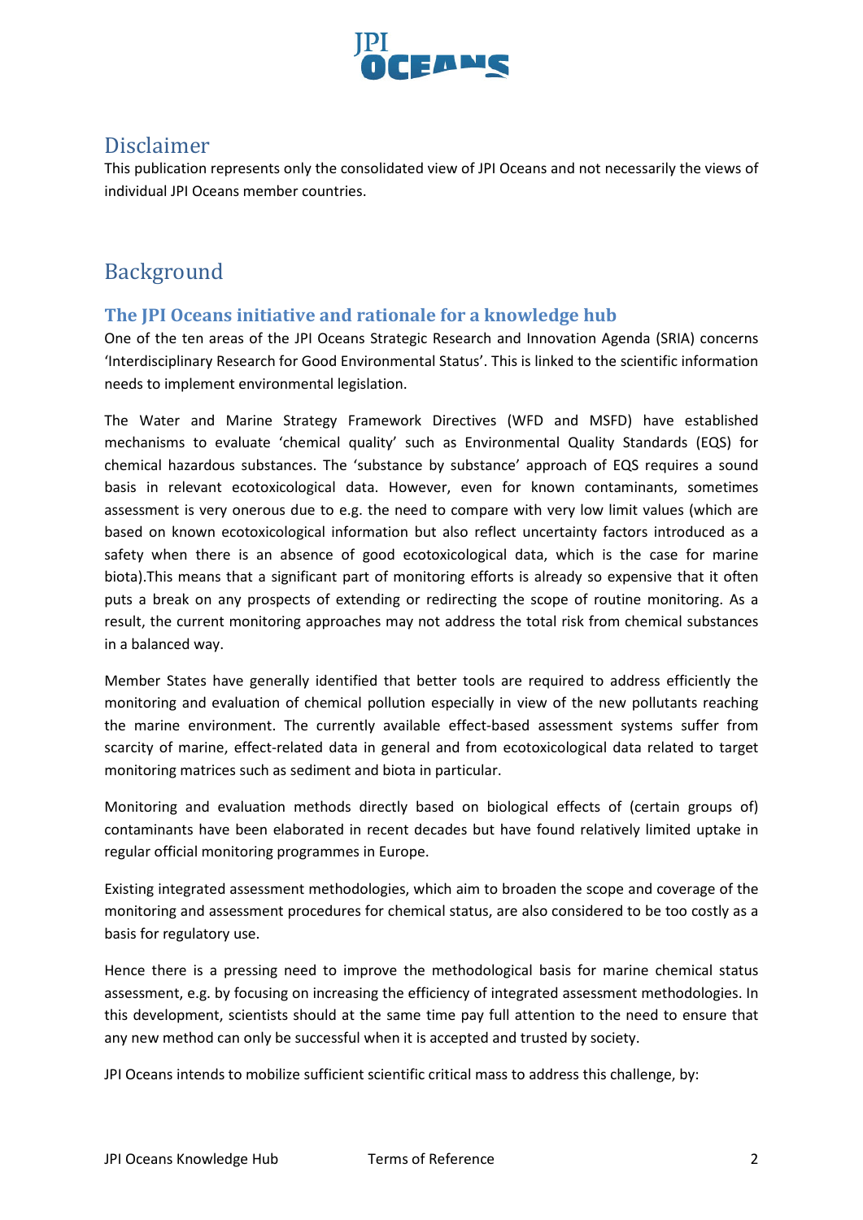## Disclaimer

This publication represents only the consolidated view of JPI Oceans and not necessarily the views of individual JPI Oceans member countries.

## Background

### The JPI Oceans initiative and rationale for a knowledge hub

One of the ten areas of the JPI Oceans Strategic Research and Innovation Agenda (SRIA) concerns 'Interdisciplinary Research for Good Environmental Status'. This is linked to the scientific information needs to implement environmental legislation.

The Water and Marine Strategy Framework Directives (WFD and MSFD) have established mechanisms to evaluate 'chemical quality' such as Environmental Quality Standards (EQS) for chemical hazardous substances. The 'substance by substance' approach of EQS requires a sound basis in relevant ecotoxicological data. However, even for known contaminants, sometimes assessment is very onerous due to e.g. the need to compare with very low limit values (which are based on known ecotoxicological information but also reflect uncertainty factors introduced as a safety when there is an absence of good ecotoxicological data, which is the case for marine biota).This means that a significant part of monitoring efforts is already so expensive that it often puts a break on any prospects of extending or redirecting the scope of routine monitoring. As a result, the current monitoring approaches may not address the total risk from chemical substances in a balanced way.

Member States have generally identified that better tools are required to address efficiently the monitoring and evaluation of chemical pollution especially in view of the new pollutants reaching the marine environment. The currently available effect-based assessment systems suffer from scarcity of marine, effect-related data in general and from ecotoxicological data related to target monitoring matrices such as sediment and biota in particular.

Monitoring and evaluation methods directly based on biological effects of (certain groups of) contaminants have been elaborated in recent decades but have found relatively limited uptake in regular official monitoring programmes in Europe.

Existing integrated assessment methodologies, which aim to broaden the scope and coverage of the monitoring and assessment procedures for chemical status, are also considered to be too costly as a basis for regulatory use.

Hence there is a pressing need to improve the methodological basis for marine chemical status assessment, e.g. by focusing on increasing the efficiency of integrated assessment methodologies. In this development, scientists should at the same time pay full attention to the need to ensure that any new method can only be successful when it is accepted and trusted by society.

JPI Oceans intends to mobilize sufficient scientific critical mass to address this challenge, by: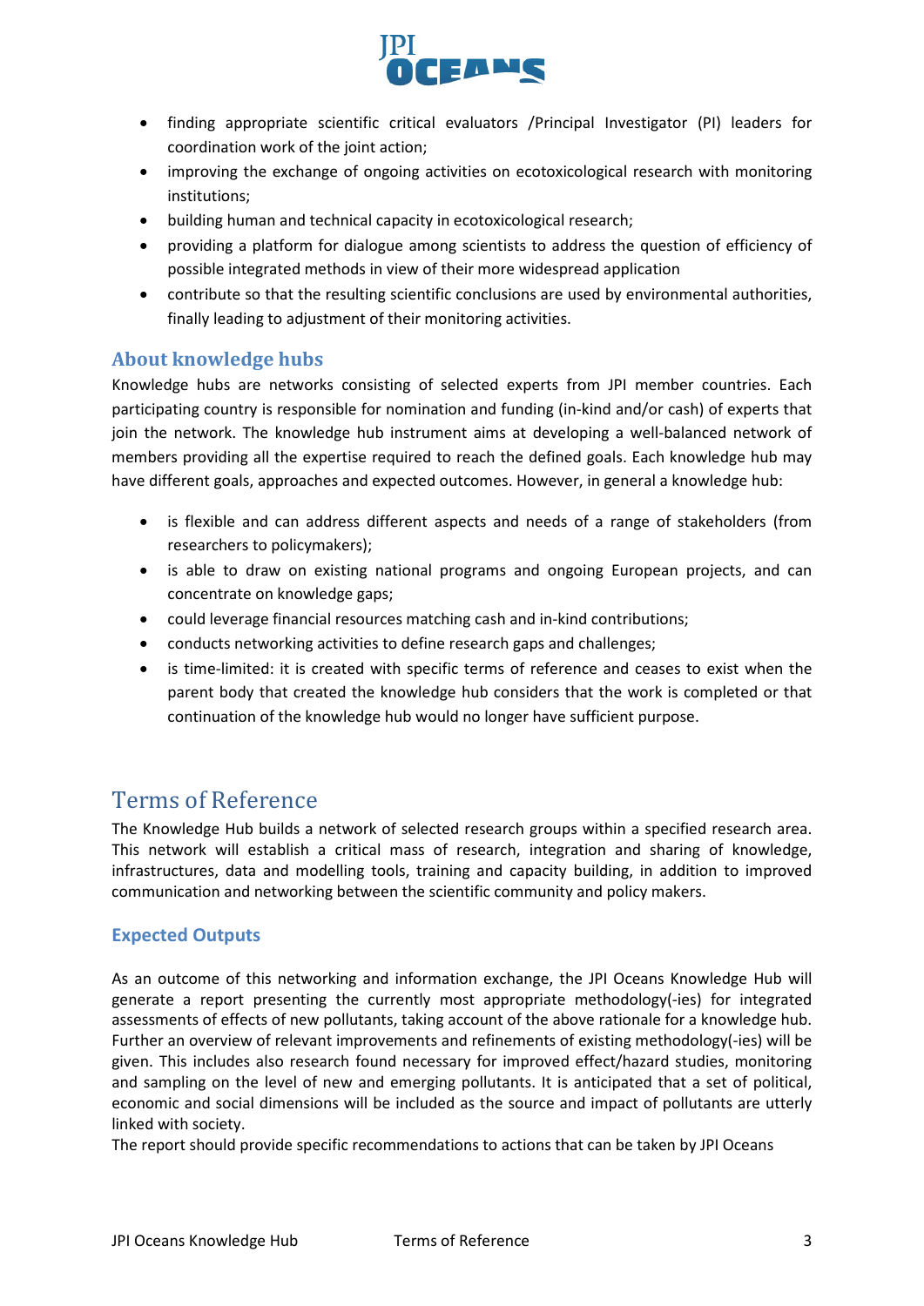- finding appropriate scientific critical evaluators /Principal Investigator (PI) leaders for coordination work of the joint action;
- improving the exchange of ongoing activities on ecotoxicological research with monitoring institutions;
- building human and technical capacity in ecotoxicological research;
- providing a platform for dialogue among scientists to address the question of efficiency of possible integrated methods in view of their more widespread application
- contribute so that the resulting scientific conclusions are used by environmental authorities, finally leading to adjustment of their monitoring activities.

### About knowledge hubs

Knowledge hubs are networks consisting of selected experts from JPI member countries. Each participating country is responsible for nomination and funding (in-kind and/or cash) of experts that join the network. The knowledge hub instrument aims at developing a well-balanced network of members providing all the expertise required to reach the defined goals. Each knowledge hub may have different goals, approaches and expected outcomes. However, in general a knowledge hub:

- is flexible and can address different aspects and needs of a range of stakeholders (from researchers to policymakers);
- is able to draw on existing national programs and ongoing European projects, and can concentrate on knowledge gaps;
- could leverage financial resources matching cash and in-kind contributions;
- conducts networking activities to define research gaps and challenges;
- is time-limited: it is created with specific terms of reference and ceases to exist when the parent body that created the knowledge hub considers that the work is completed or that continuation of the knowledge hub would no longer have sufficient purpose.

## Terms of Reference

The Knowledge Hub builds a network of selected research groups within a specified research area. This network will establish a critical mass of research, integration and sharing of knowledge, infrastructures, data and modelling tools, training and capacity building, in addition to improved communication and networking between the scientific community and policy makers.

### Expected Outputs

As an outcome of this networking and information exchange, the JPI Oceans Knowledge Hub will generate a report presenting the currently most appropriate methodology(-ies) for integrated assessments of effects of new pollutants, taking account of the above rationale for a knowledge hub. Further an overview of relevant improvements and refinements of existing methodology(-ies) will be given. This includes also research found necessary for improved effect/hazard studies, monitoring and sampling on the level of new and emerging pollutants. It is anticipated that a set of political, economic and social dimensions will be included as the source and impact of pollutants are utterly linked with society.
The report should provide specific recommendations to actions that can be taken by JPI Oceans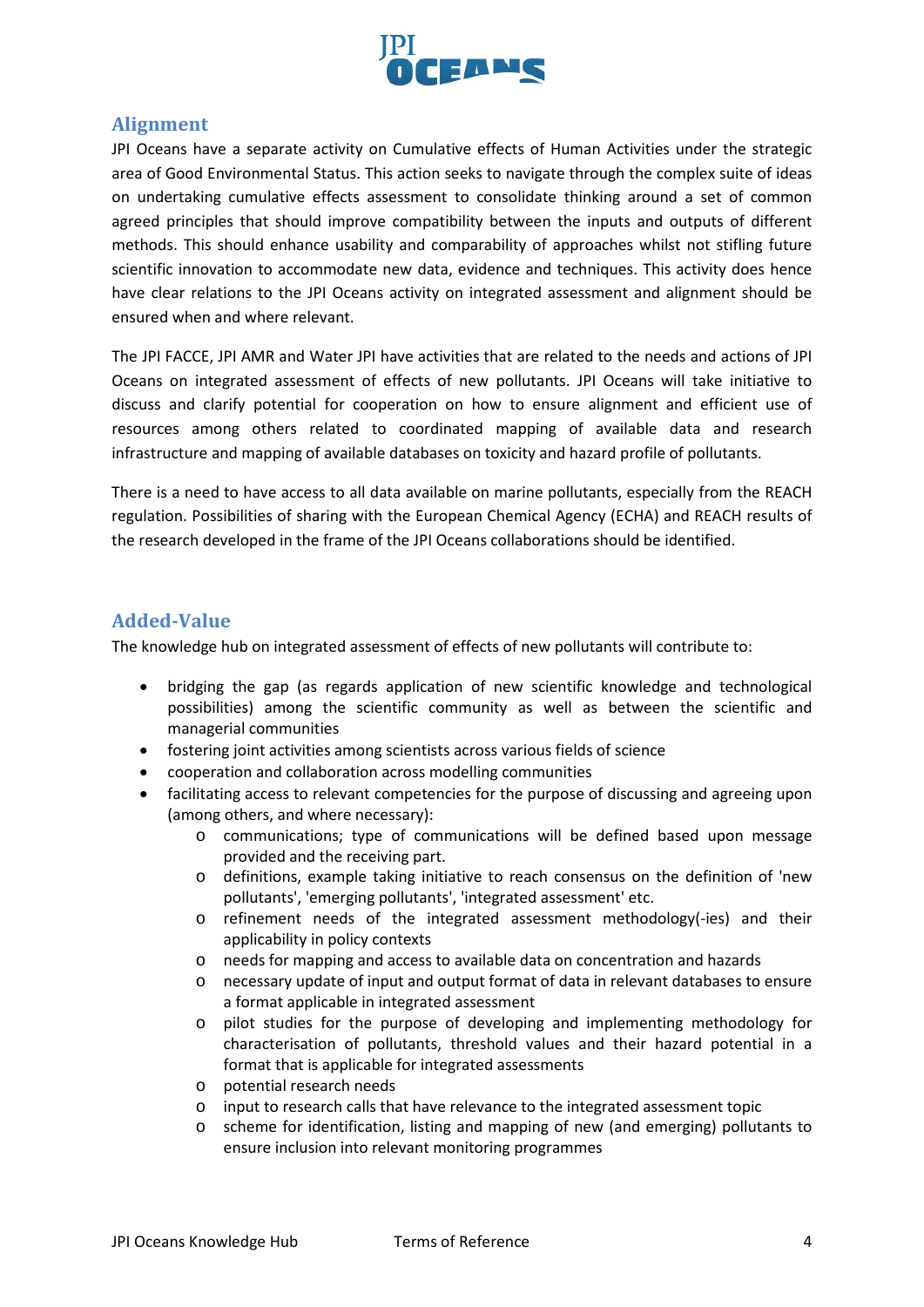## Alignment

JPI Oceans have a separate activity on Cumulative effects of Human Activities under the strategic area of Good Environmental Status. This action seeks to navigate through the complex suite of ideas on undertaking cumulative effects assessment to consolidate thinking around a set of common agreed principles that should improve compatibility between the inputs and outputs of different methods. This should enhance usability and comparability of approaches whilst not stifling future scientific innovation to accommodate new data, evidence and techniques. This activity does hence have clear relations to the JPI Oceans activity on integrated assessment and alignment should be ensured when and where relevant.

The JPI FACCE, JPI AMR and Water JPI have activities that are related to the needs and actions of JPI Oceans on integrated assessment of effects of new pollutants. JPI Oceans will take initiative to discuss and clarify potential for cooperation on how to ensure alignment and efficient use of resources among others related to coordinated mapping of available data and research infrastructure and mapping of available databases on toxicity and hazard profile of pollutants.

There is a need to have access to all data available on marine pollutants, especially from the REACH regulation. Possibilities of sharing with the European Chemical Agency (ECHA) and REACH results of the research developed in the frame of the JPI Oceans collaborations should be identified.

## Added-Value

The knowledge hub on integrated assessment of effects of new pollutants will contribute to:

- bridging the gap (as regards application of new scientific knowledge and technological possibilities) among the scientific community as well as between the scientific and managerial communities
- fostering joint activities among scientists across various fields of science
- cooperation and collaboration across modelling communities
- facilitating access to relevant competencies for the purpose of discussing and agreeing upon (among others, and where necessary):
  - communications; type of communications will be defined based upon message provided and the receiving part.
  - definitions, example taking initiative to reach consensus on the definition of 'new pollutants', 'emerging pollutants', 'integrated assessment' etc.
  - refinement needs of the integrated assessment methodology(-ies) and their applicability in policy contexts
  - needs for mapping and access to available data on concentration and hazards
  - necessary update of input and output format of data in relevant databases to ensure a format applicable in integrated assessment
  - pilot studies for the purpose of developing and implementing methodology for characterisation of pollutants, threshold values and their hazard potential in a format that is applicable for integrated assessments
  - potential research needs
  - input to research calls that have relevance to the integrated assessment topic
  - scheme for identification, listing and mapping of new (and emerging) pollutants to ensure inclusion into relevant monitoring programmes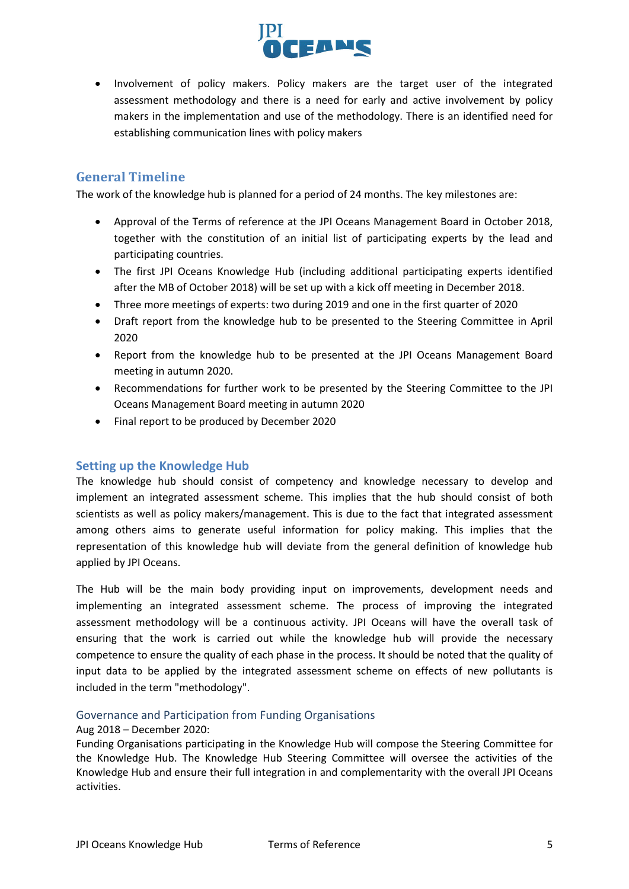- Involvement of policy makers. Policy makers are the target user of the integrated assessment methodology and there is a need for early and active involvement by policy makers in the implementation and use of the methodology. There is an identified need for establishing communication lines with policy makers

## General Timeline

The work of the knowledge hub is planned for a period of 24 months. The key milestones are:

- Approval of the Terms of reference at the JPI Oceans Management Board in October 2018, together with the constitution of an initial list of participating experts by the lead and participating countries.
- The first JPI Oceans Knowledge Hub (including additional participating experts identified after the MB of October 2018) will be set up with a kick off meeting in December 2018.
- Three more meetings of experts: two during 2019 and one in the first quarter of 2020
- Draft report from the knowledge hub to be presented to the Steering Committee in April 2020
- Report from the knowledge hub to be presented at the JPI Oceans Management Board meeting in autumn 2020.
- Recommendations for further work to be presented by the Steering Committee to the JPI Oceans Management Board meeting in autumn 2020
- Final report to be produced by December 2020

## Setting up the Knowledge Hub

The knowledge hub should consist of competency and knowledge necessary to develop and implement an integrated assessment scheme. This implies that the hub should consist of both scientists as well as policy makers/management. This is due to the fact that integrated assessment among others aims to generate useful information for policy making. This implies that the representation of this knowledge hub will deviate from the general definition of knowledge hub applied by JPI Oceans.

The Hub will be the main body providing input on improvements, development needs and implementing an integrated assessment scheme. The process of improving the integrated assessment methodology will be a continuous activity. JPI Oceans will have the overall task of ensuring that the work is carried out while the knowledge hub will provide the necessary competence to ensure the quality of each phase in the process. It should be noted that the quality of input data to be applied by the integrated assessment scheme on effects of new pollutants is included in the term "methodology".

### Governance and Participation from Funding Organisations

Aug 2018 – December 2020:
Funding Organisations participating in the Knowledge Hub will compose the Steering Committee for the Knowledge Hub. The Knowledge Hub Steering Committee will oversee the activities of the Knowledge Hub and ensure their full integration in and complementarity with the overall JPI Oceans activities.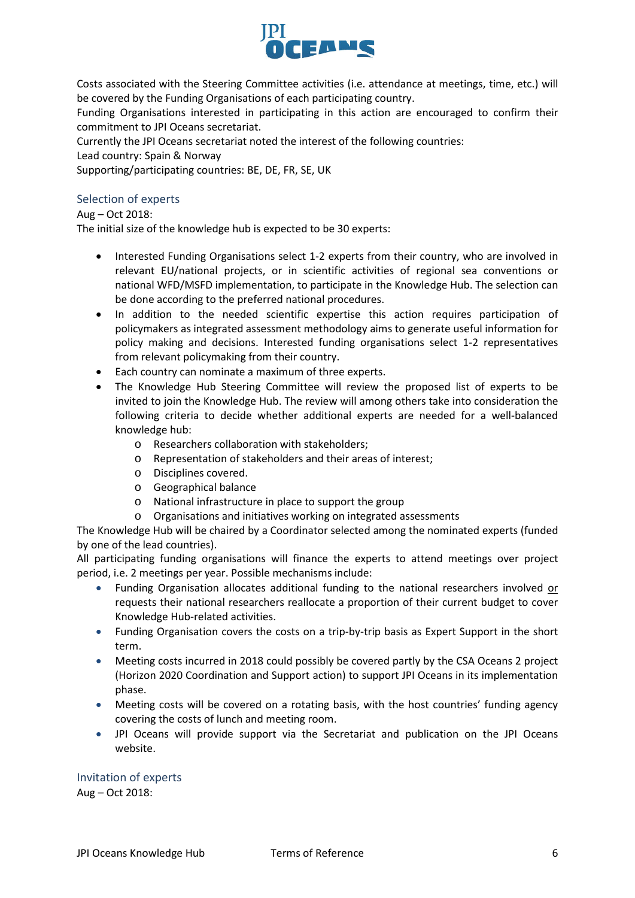Costs associated with the Steering Committee activities (i.e. attendance at meetings, time, etc.) will be covered by the Funding Organisations of each participating country.

Funding Organisations interested in participating in this action are encouraged to confirm their commitment to JPI Oceans secretariat.

Currently the JPI Oceans secretariat noted the interest of the following countries:

Lead country: Spain & Norway

Supporting/participating countries: BE, DE, FR, SE, UK

## Selection of experts

Aug – Oct 2018:

The initial size of the knowledge hub is expected to be 30 experts:

- Interested Funding Organisations select 1-2 experts from their country, who are involved in relevant EU/national projects, or in scientific activities of regional sea conventions or national WFD/MSFD implementation, to participate in the Knowledge Hub. The selection can be done according to the preferred national procedures.
- In addition to the needed scientific expertise this action requires participation of policymakers as integrated assessment methodology aims to generate useful information for policy making and decisions. Interested funding organisations select 1-2 representatives from relevant policymaking from their country.
- Each country can nominate a maximum of three experts.
- The Knowledge Hub Steering Committee will review the proposed list of experts to be invited to join the Knowledge Hub. The review will among others take into consideration the following criteria to decide whether additional experts are needed for a well-balanced knowledge hub:
  - Researchers collaboration with stakeholders;
  - Representation of stakeholders and their areas of interest;
  - Disciplines covered.
  - Geographical balance
  - National infrastructure in place to support the group
  - Organisations and initiatives working on integrated assessments

The Knowledge Hub will be chaired by a Coordinator selected among the nominated experts (funded by one of the lead countries).

All participating funding organisations will finance the experts to attend meetings over project period, i.e. 2 meetings per year. Possible mechanisms include:

- Funding Organisation allocates additional funding to the national researchers involved <u>or</u> requests their national researchers reallocate a proportion of their current budget to cover Knowledge Hub-related activities.
- Funding Organisation covers the costs on a trip-by-trip basis as Expert Support in the short term.
- Meeting costs incurred in 2018 could possibly be covered partly by the CSA Oceans 2 project (Horizon 2020 Coordination and Support action) to support JPI Oceans in its implementation phase.
- Meeting costs will be covered on a rotating basis, with the host countries' funding agency covering the costs of lunch and meeting room.
- JPI Oceans will provide support via the Secretariat and publication on the JPI Oceans website.

## Invitation of experts

Aug – Oct 2018: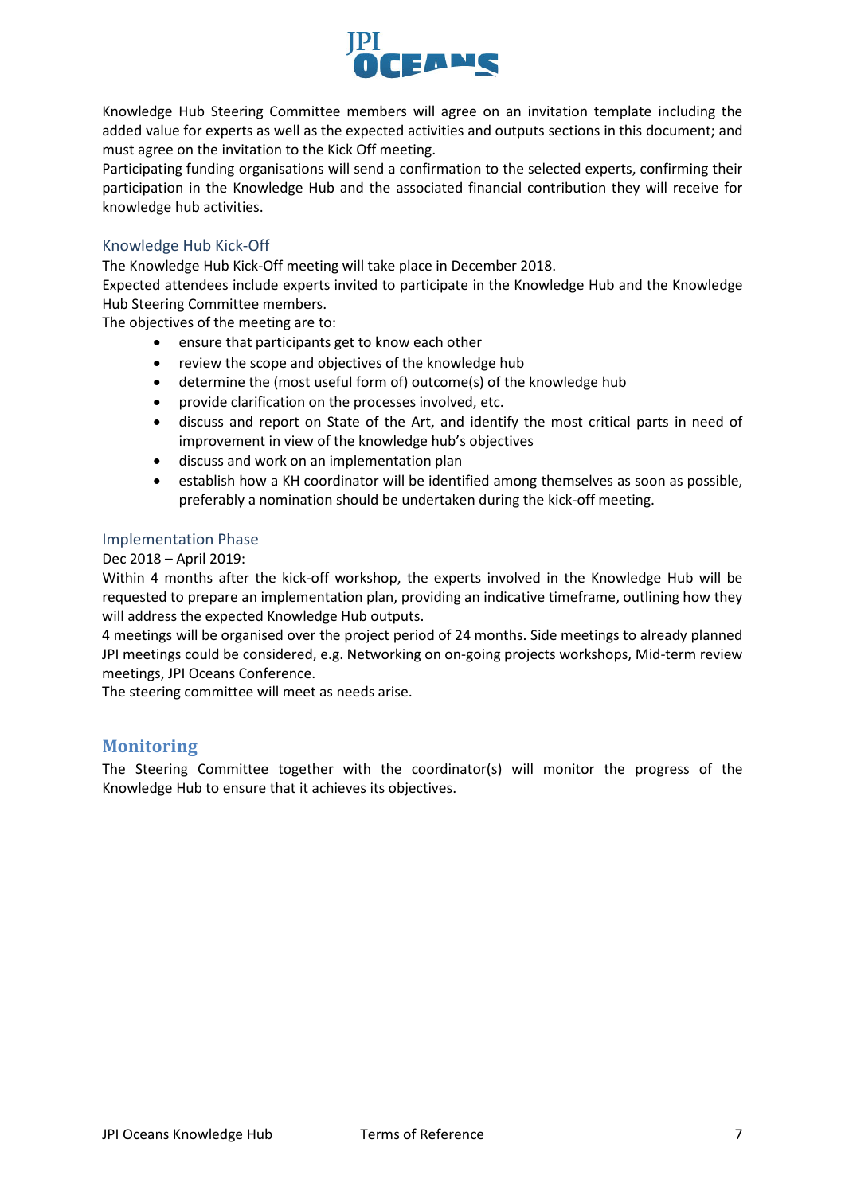Knowledge Hub Steering Committee members will agree on an invitation template including the added value for experts as well as the expected activities and outputs sections in this document; and must agree on the invitation to the Kick Off meeting.

Participating funding organisations will send a confirmation to the selected experts, confirming their participation in the Knowledge Hub and the associated financial contribution they will receive for knowledge hub activities.

### Knowledge Hub Kick-Off

The Knowledge Hub Kick-Off meeting will take place in December 2018.

Expected attendees include experts invited to participate in the Knowledge Hub and the Knowledge Hub Steering Committee members.

The objectives of the meeting are to:

- ensure that participants get to know each other
- review the scope and objectives of the knowledge hub
- determine the (most useful form of) outcome(s) of the knowledge hub
- provide clarification on the processes involved, etc.
- discuss and report on State of the Art, and identify the most critical parts in need of improvement in view of the knowledge hub's objectives
- discuss and work on an implementation plan
- establish how a KH coordinator will be identified among themselves as soon as possible, preferably a nomination should be undertaken during the kick-off meeting.

### Implementation Phase

Dec 2018 – April 2019:

Within 4 months after the kick-off workshop, the experts involved in the Knowledge Hub will be requested to prepare an implementation plan, providing an indicative timeframe, outlining how they will address the expected Knowledge Hub outputs.

4 meetings will be organised over the project period of 24 months. Side meetings to already planned JPI meetings could be considered, e.g. Networking on on-going projects workshops, Mid-term review meetings, JPI Oceans Conference.

The steering committee will meet as needs arise.

## Monitoring

The Steering Committee together with the coordinator(s) will monitor the progress of the Knowledge Hub to ensure that it achieves its objectives.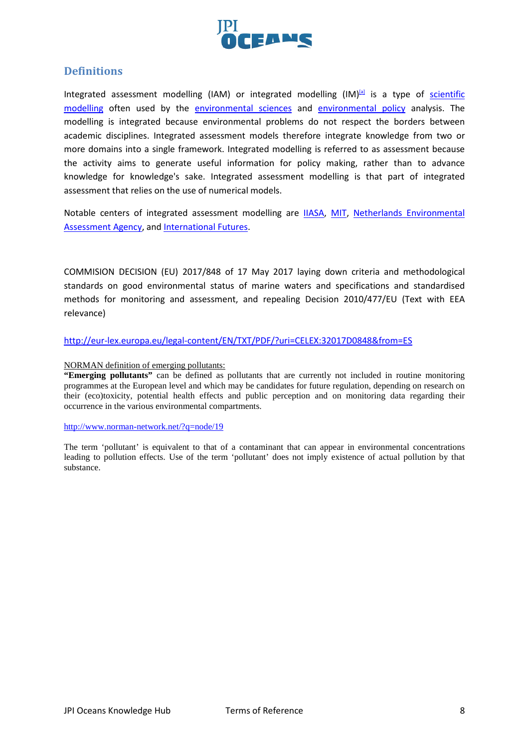## Definitions

Integrated assessment modelling (IAM) or integrated modelling (IM)[a] is a type of scientific modelling often used by the environmental sciences and environmental policy analysis. The modelling is integrated because environmental problems do not respect the borders between academic disciplines. Integrated assessment models therefore integrate knowledge from two or more domains into a single framework. Integrated modelling is referred to as assessment because the activity aims to generate useful information for policy making, rather than to advance knowledge for knowledge's sake. Integrated assessment modelling is that part of integrated assessment that relies on the use of numerical models.

Notable centers of integrated assessment modelling are IIASA, MIT, Netherlands Environmental Assessment Agency, and International Futures.

COMMISION DECISION (EU) 2017/848 of 17 May 2017 laying down criteria and methodological standards on good environmental status of marine waters and specifications and standardised methods for monitoring and assessment, and repealing Decision 2010/477/EU (Text with EEA relevance)

http://eur-lex.europa.eu/legal-content/EN/TXT/PDF/?uri=CELEX:32017D0848&from=ES

NORMAN definition of emerging pollutants:

**"Emerging pollutants"** can be defined as pollutants that are currently not included in routine monitoring programmes at the European level and which may be candidates for future regulation, depending on research on their (eco)toxicity, potential health effects and public perception and on monitoring data regarding their occurrence in the various environmental compartments.

http://www.norman-network.net/?q=node/19

The term 'pollutant' is equivalent to that of a contaminant that can appear in environmental concentrations leading to pollution effects. Use of the term 'pollutant' does not imply existence of actual pollution by that substance.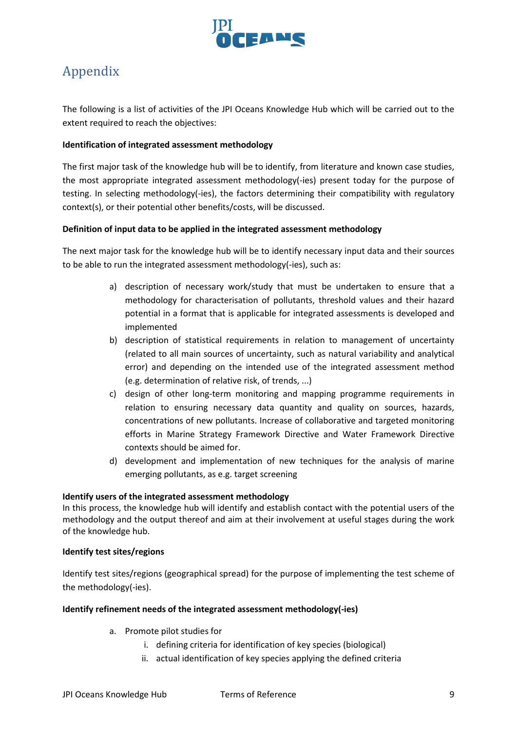# Appendix

The following is a list of activities of the JPI Oceans Knowledge Hub which will be carried out to the extent required to reach the objectives:

**Identification of integrated assessment methodology**

The first major task of the knowledge hub will be to identify, from literature and known case studies, the most appropriate integrated assessment methodology(-ies) present today for the purpose of testing. In selecting methodology(-ies), the factors determining their compatibility with regulatory context(s), or their potential other benefits/costs, will be discussed.

**Definition of input data to be applied in the integrated assessment methodology**

The next major task for the knowledge hub will be to identify necessary input data and their sources to be able to run the integrated assessment methodology(-ies), such as:

a) description of necessary work/study that must be undertaken to ensure that a methodology for characterisation of pollutants, threshold values and their hazard potential in a format that is applicable for integrated assessments is developed and implemented
b) description of statistical requirements in relation to management of uncertainty (related to all main sources of uncertainty, such as natural variability and analytical error) and depending on the intended use of the integrated assessment method (e.g. determination of relative risk, of trends, ...)
c) design of other long-term monitoring and mapping programme requirements in relation to ensuring necessary data quantity and quality on sources, hazards, concentrations of new pollutants. Increase of collaborative and targeted monitoring efforts in Marine Strategy Framework Directive and Water Framework Directive contexts should be aimed for.
d) development and implementation of new techniques for the analysis of marine emerging pollutants, as e.g. target screening

**Identify users of the integrated assessment methodology**

In this process, the knowledge hub will identify and establish contact with the potential users of the methodology and the output thereof and aim at their involvement at useful stages during the work of the knowledge hub.

**Identify test sites/regions**

Identify test sites/regions (geographical spread) for the purpose of implementing the test scheme of the methodology(-ies).

**Identify refinement needs of the integrated assessment methodology(-ies)**

a. Promote pilot studies for
    i. defining criteria for identification of key species (biological)
    ii. actual identification of key species applying the defined criteria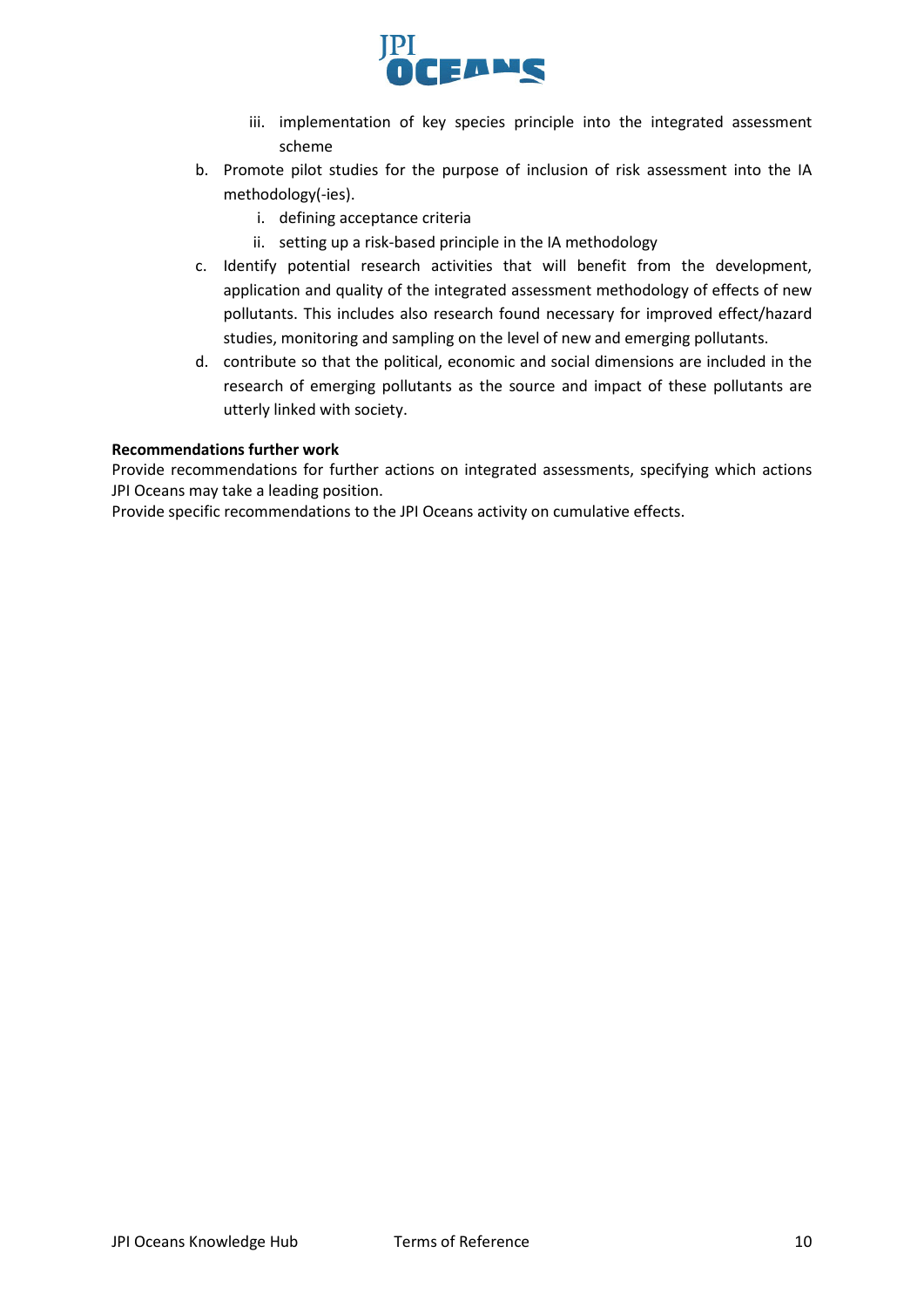iii. implementation of key species principle into the integrated assessment scheme

b. Promote pilot studies for the purpose of inclusion of risk assessment into the IA methodology(-ies).
   i. defining acceptance criteria
   ii. setting up a risk-based principle in the IA methodology
c. Identify potential research activities that will benefit from the development, application and quality of the integrated assessment methodology of effects of new pollutants. This includes also research found necessary for improved effect/hazard studies, monitoring and sampling on the level of new and emerging pollutants.
d. contribute so that the political, economic and social dimensions are included in the research of emerging pollutants as the source and impact of these pollutants are utterly linked with society.

**Recommendations further work**

Provide recommendations for further actions on integrated assessments, specifying which actions JPI Oceans may take a leading position.

Provide specific recommendations to the JPI Oceans activity on cumulative effects.